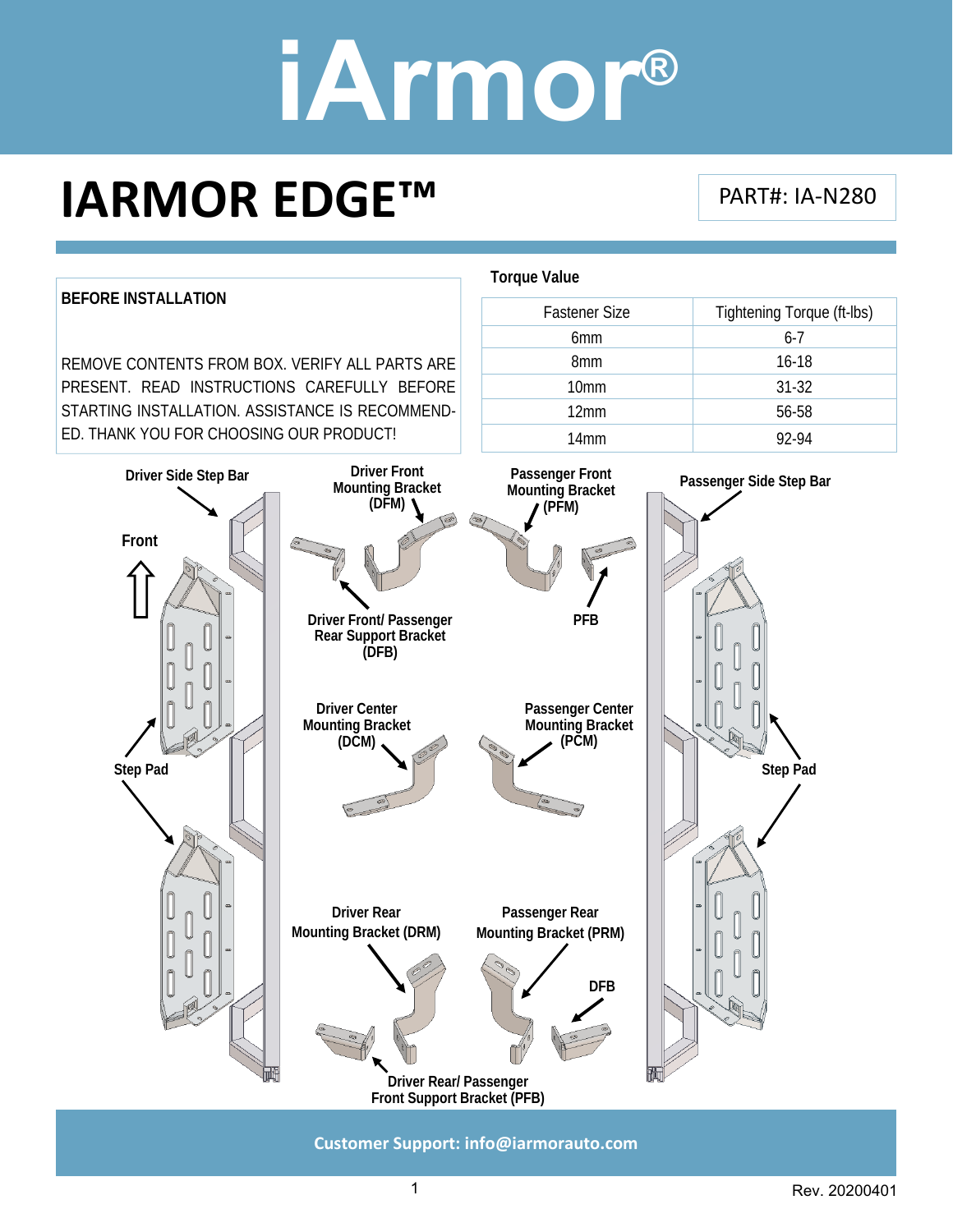# iArmor®

# IARMOR EDGE™

PART#: IA-N280

**BEFORE INSTALLATION**

REMOVE CONTENTS FROM BOX. VERIFY ALL PARTS ARE PRESENT. READ INSTRUCTIONS CAREFULLY BEFORE STARTING INSTALLATION. ASSISTANCE IS RECOMMENDED. THANK YOU FOR CHOOSING OUR PRODUCT!

**Torque Value**

| Fastener Size | Tightening Torque (ft-lbs) |
|---|---|
| 6mm | 6-7 |
| 8mm | 16-18 |
| 10mm | 31-32 |
| 12mm | 56-58 |
| 14mm | 92-94 |

Driver Side Step Bar

Front

Step Pad

Driver Front Mounting Bracket (DFM)

Driver Front/ Passenger Rear Support Bracket (DFB)

Passenger Front Mounting Bracket (PFM)

PFB

Passenger Side Step Bar

Driver Center Mounting Bracket (DCM)

Passenger Center Mounting Bracket (PCM)

Step Pad

Driver Rear Mounting Bracket (DRM)

Passenger Rear Mounting Bracket (PRM)

DFB

Driver Rear/ Passenger Front Support Bracket (PFB)

**Customer Support: info@iarmorauto.com**

Rev. 20200401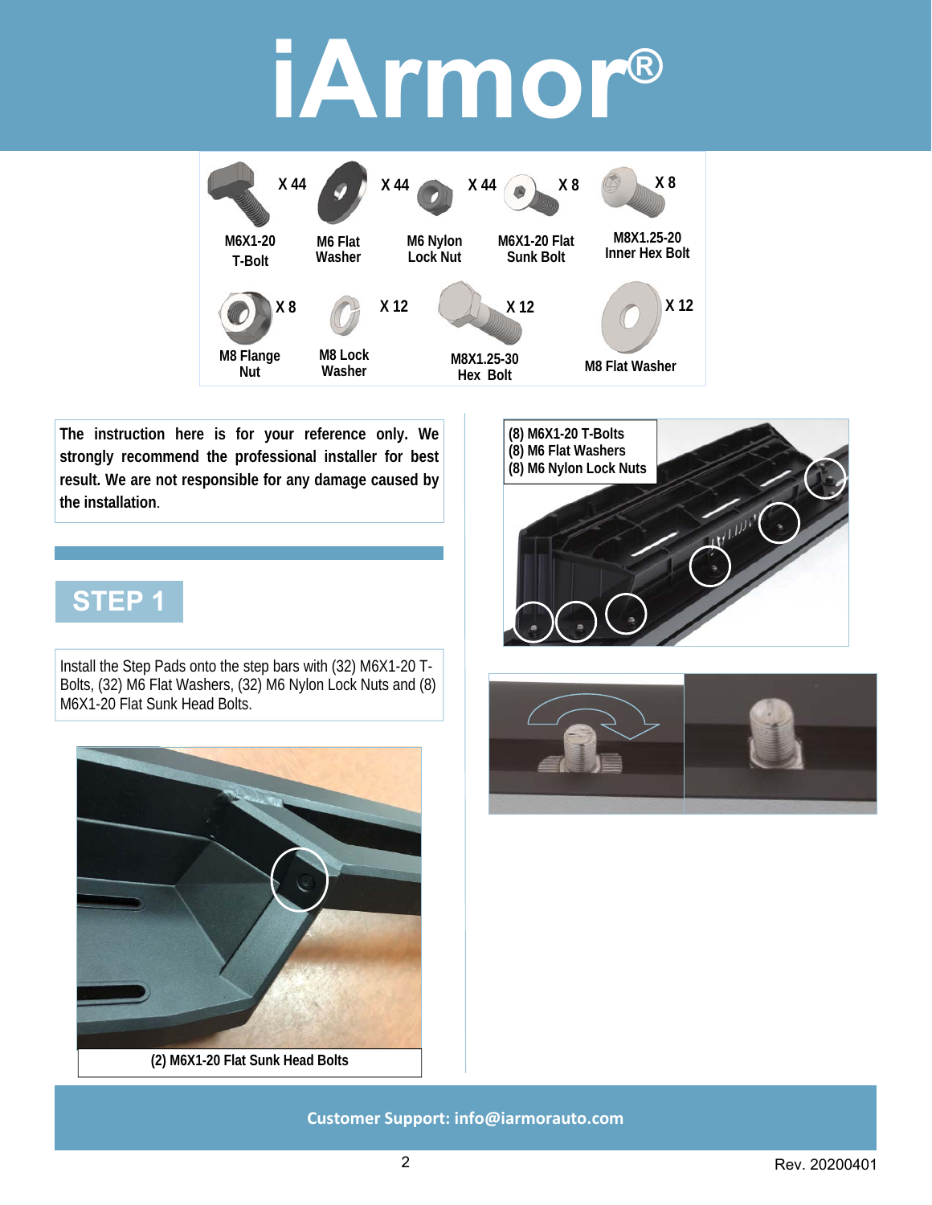# iArmor®

| Part | Quantity |
|---|---|
| M6X1-20 T-Bolt | X 44 |
| M6 Flat Washer | X 44 |
| M6 Nylon Lock Nut | X 44 |
| M6X1-20 Flat Sunk Bolt | X 8 |
| M8X1.25-20 Inner Hex Bolt | X 8 |
| M8 Flange Nut | X 8 |
| M8 Lock Washer | X 12 |
| M8X1.25-30 Hex Bolt | X 12 |
| M8 Flat Washer | X 12 |

**The instruction here is for your reference only. We strongly recommend the professional installer for best result. We are not responsible for any damage caused by the installation.**

## STEP 1

Install the Step Pads onto the step bars with (32) M6X1-20 T-Bolts, (32) M6 Flat Washers, (32) M6 Nylon Lock Nuts and (8) M6X1-20 Flat Sunk Head Bolts.

(2) M6X1-20 Flat Sunk Head Bolts

(8) M6X1-20 T-Bolts
(8) M6 Flat Washers
(8) M6 Nylon Lock Nuts

Customer Support: info@iarmorauto.com

Rev. 20200401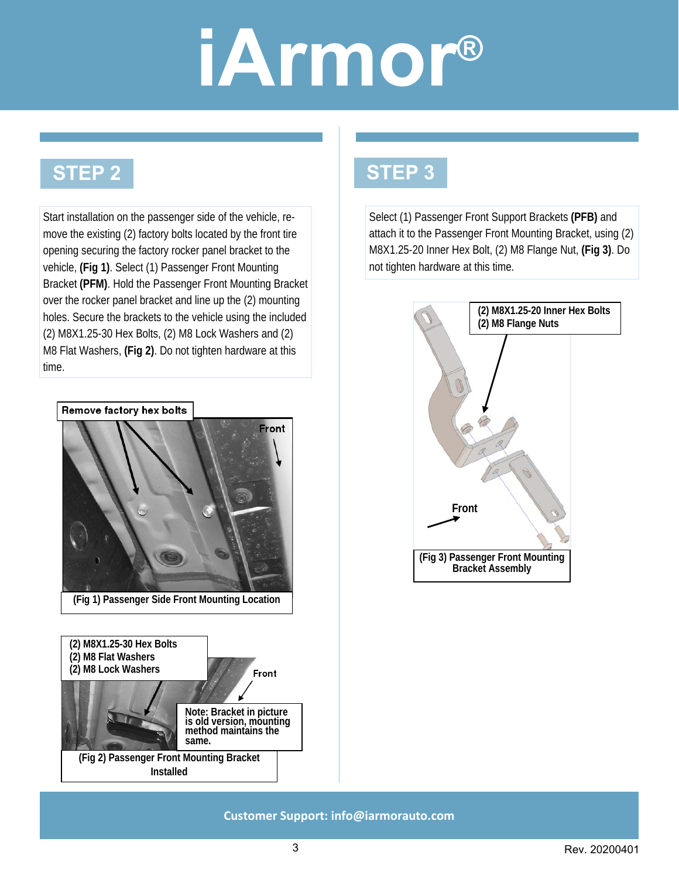## STEP 2

Start installation on the passenger side of the vehicle, remove the existing (2) factory bolts located by the front tire opening securing the factory rocker panel bracket to the vehicle, **(Fig 1)**. Select (1) Passenger Front Mounting Bracket **(PFM)**. Hold the Passenger Front Mounting Bracket over the rocker panel bracket and line up the (2) mounting holes. Secure the brackets to the vehicle using the included (2) M8X1.25-30 Hex Bolts, (2) M8 Lock Washers and (2) M8 Flat Washers, **(Fig 2)**. Do not tighten hardware at this time.

Remove factory hex bolts

Front

(Fig 1) Passenger Side Front Mounting Location

(2) M8X1.25-30 Hex Bolts
(2) M8 Flat Washers
(2) M8 Lock Washers

Front

Note: Bracket in picture is old version, mounting method maintains the same.

(Fig 2) Passenger Front Mounting Bracket Installed

## STEP 3

Select (1) Passenger Front Support Brackets **(PFB)** and attach it to the Passenger Front Mounting Bracket, using (2) M8X1.25-20 Inner Hex Bolt, (2) M8 Flange Nut, **(Fig 3)**. Do not tighten hardware at this time.

(2) M8X1.25-20 Inner Hex Bolts
(2) M8 Flange Nuts

Front

(Fig 3) Passenger Front Mounting Bracket Assembly

Customer Support: info@iarmorauto.com

Rev. 20200401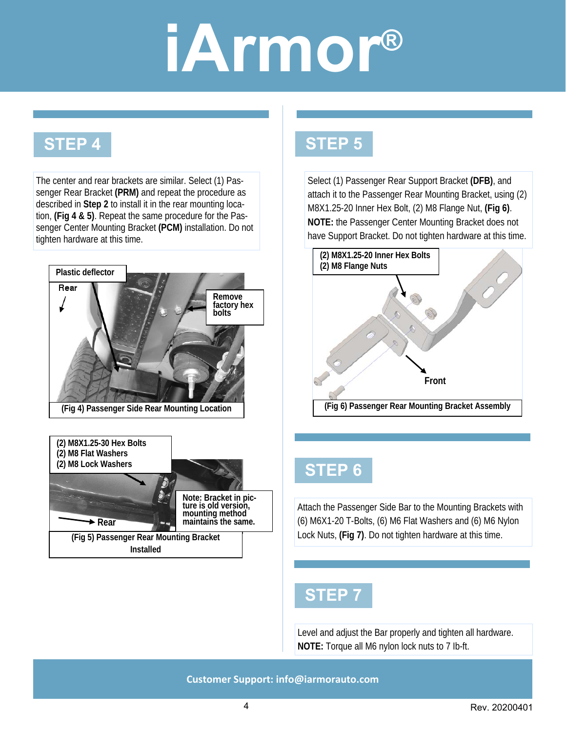# iArmor®

## STEP 4

The center and rear brackets are similar. Select (1) Passenger Rear Bracket **(PRM)** and repeat the procedure as described in **Step 2** to install it in the rear mounting location, **(Fig 4 & 5)**. Repeat the same procedure for the Passenger Center Mounting Bracket **(PCM)** installation. Do not tighten hardware at this time.

Plastic deflector

Rear

Remove factory hex bolts

(Fig 4) Passenger Side Rear Mounting Location

(2) M8X1.25-30 Hex Bolts
(2) M8 Flat Washers
(2) M8 Lock Washers

Rear

Note: Bracket in picture is old version, mounting method maintains the same.

(Fig 5) Passenger Rear Mounting Bracket Installed

## STEP 5

Select (1) Passenger Rear Support Bracket **(DFB)**, and attach it to the Passenger Rear Mounting Bracket, using (2) M8X1.25-20 Inner Hex Bolt, (2) M8 Flange Nut, **(Fig 6)**. **NOTE:** the Passenger Center Mounting Bracket does not have Support Bracket. Do not tighten hardware at this time.

(2) M8X1.25-20 Inner Hex Bolts
(2) M8 Flange Nuts

Front

(Fig 6) Passenger Rear Mounting Bracket Assembly

## STEP 6

Attach the Passenger Side Bar to the Mounting Brackets with (6) M6X1-20 T-Bolts, (6) M6 Flat Washers and (6) M6 Nylon Lock Nuts, **(Fig 7)**. Do not tighten hardware at this time.

## STEP 7

Level and adjust the Bar properly and tighten all hardware.
**NOTE:** Torque all M6 nylon lock nuts to 7 lb-ft.

Customer Support: info@iarmorauto.com

Rev. 20200401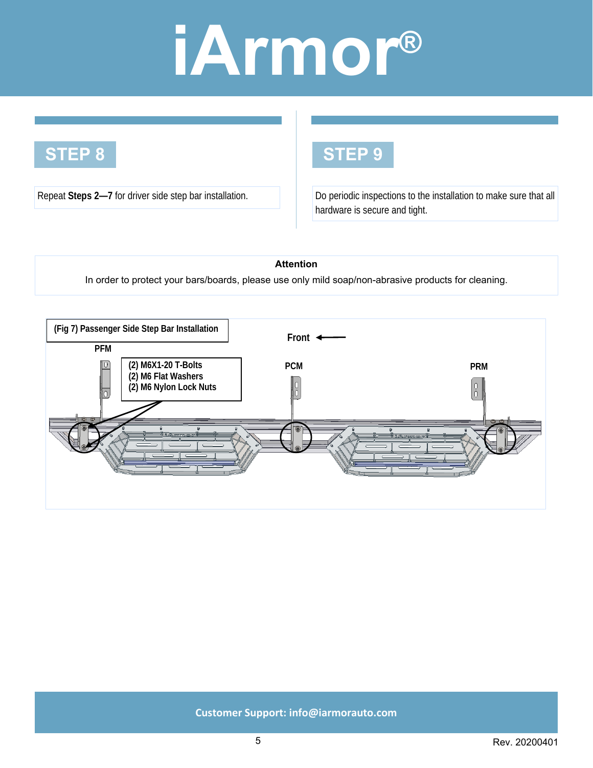# iArmor®

## STEP 8

Repeat **Steps 2—7** for driver side step bar installation.

## STEP 9

Do periodic inspections to the installation to make sure that all hardware is secure and tight.

**Attention**

In order to protect your bars/boards, please use only mild soap/non-abrasive products for cleaning.

(Fig 7) Passenger Side Step Bar Installation

Front

PFM

(2) M6X1-20 T-Bolts
(2) M6 Flat Washers
(2) M6 Nylon Lock Nuts

PCM

PRM

Customer Support: info@iarmorauto.com

Rev. 20200401